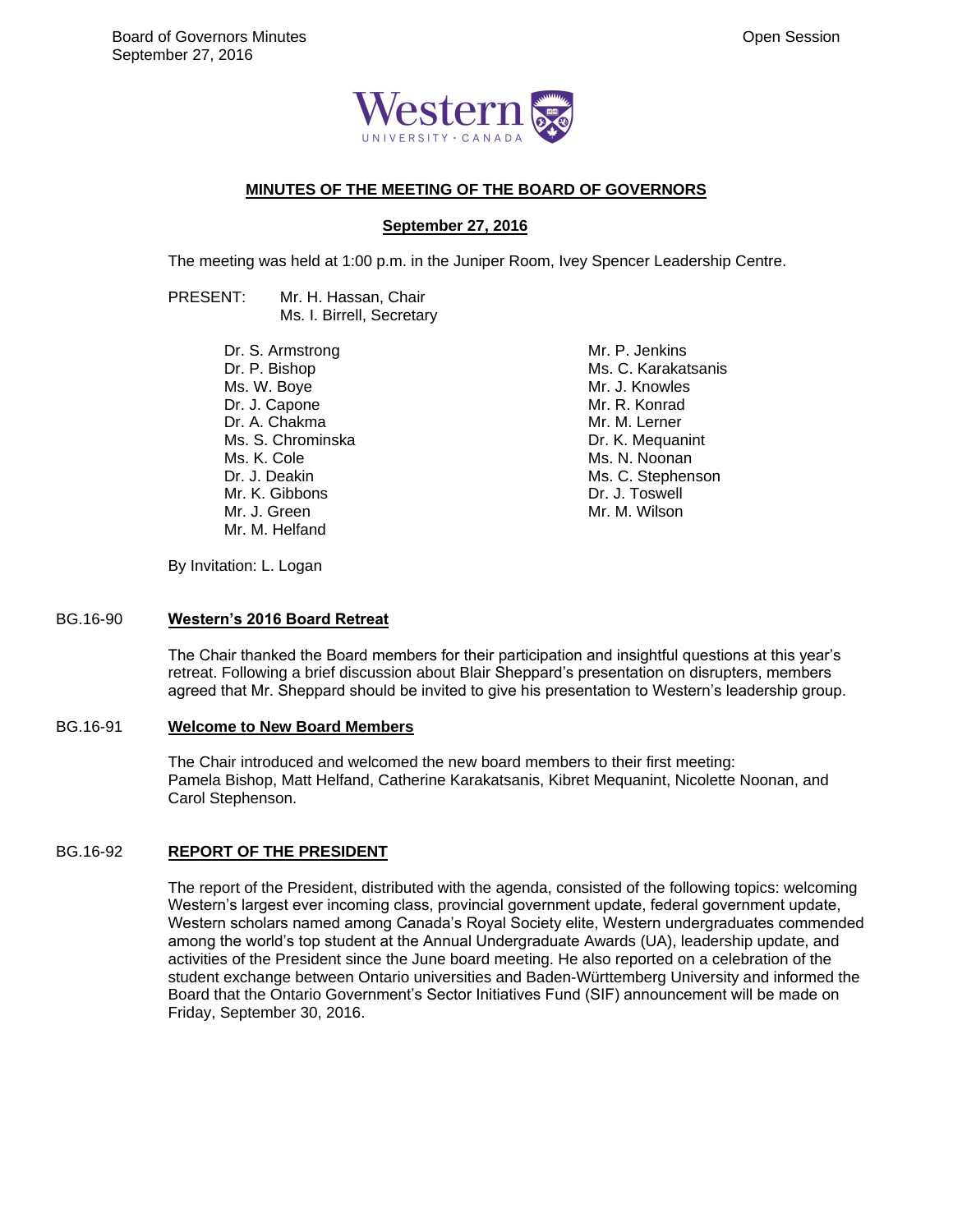# MINUTES OF THE MEETING OF THE BOARD OF GOVERNORS

## September 27, 2016

The meeting was held at 1:00 p.m. in the Juniper Room, Ivey Spencer Leadership Centre.

PRESENT: Mr. H. Hassan, Chair
Ms. I. Birrell, Secretary

Dr. S. Armstrong
Dr. P. Bishop
Ms. W. Boye
Dr. J. Capone
Dr. A. Chakma
Ms. S. Chrominska
Ms. K. Cole
Dr. J. Deakin
Mr. K. Gibbons
Mr. J. Green
Mr. M. Helfand
Mr. P. Jenkins
Ms. C. Karakatsanis
Mr. J. Knowles
Mr. R. Konrad
Mr. M. Lerner
Dr. K. Mequanint
Ms. N. Noonan
Ms. C. Stephenson
Dr. J. Toswell
Mr. M. Wilson

By Invitation: L. Logan

### BG.16-90 Western's 2016 Board Retreat

The Chair thanked the Board members for their participation and insightful questions at this year's retreat. Following a brief discussion about Blair Sheppard's presentation on disrupters, members agreed that Mr. Sheppard should be invited to give his presentation to Western's leadership group.

### BG.16-91 Welcome to New Board Members

The Chair introduced and welcomed the new board members to their first meeting: Pamela Bishop, Matt Helfand, Catherine Karakatsanis, Kibret Mequanint, Nicolette Noonan, and Carol Stephenson.

### BG.16-92 REPORT OF THE PRESIDENT

The report of the President, distributed with the agenda, consisted of the following topics: welcoming Western's largest ever incoming class, provincial government update, federal government update, Western scholars named among Canada's Royal Society elite, Western undergraduates commended among the world's top student at the Annual Undergraduate Awards (UA), leadership update, and activities of the President since the June board meeting. He also reported on a celebration of the student exchange between Ontario universities and Baden-Württemberg University and informed the Board that the Ontario Government's Sector Initiatives Fund (SIF) announcement will be made on Friday, September 30, 2016.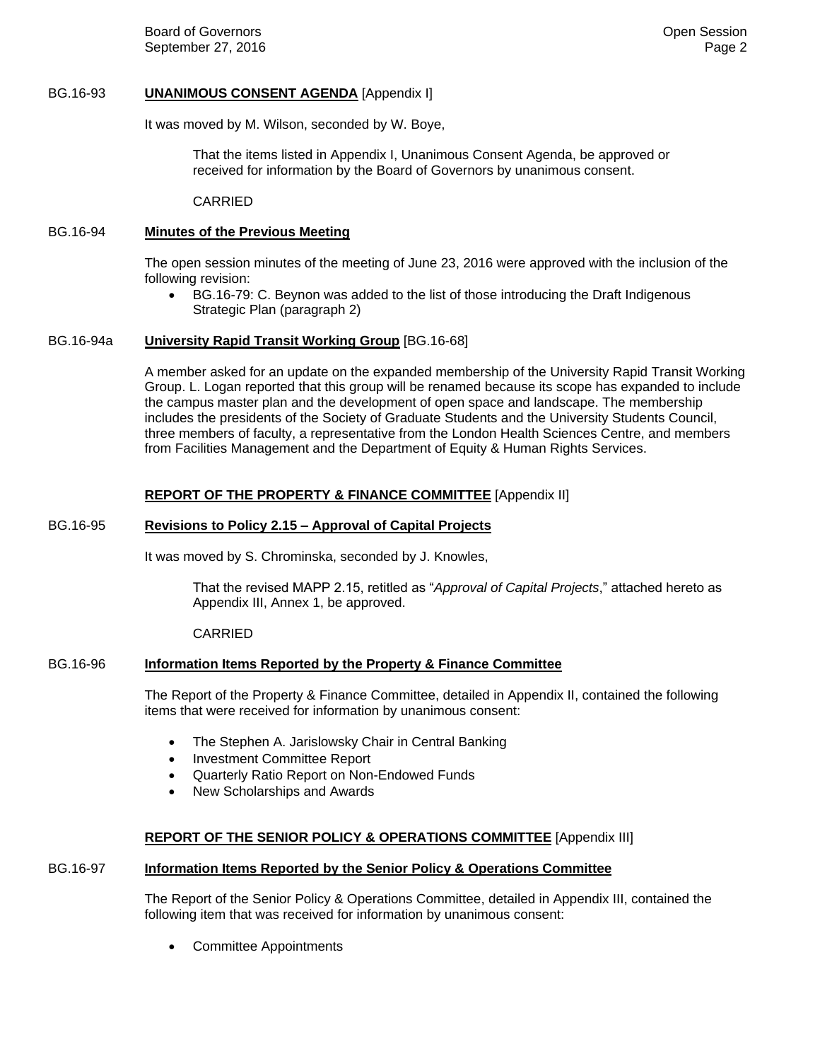**BG.16-93 UNANIMOUS CONSENT AGENDA** [Appendix I]

It was moved by M. Wilson, seconded by W. Boye,

> That the items listed in Appendix I, Unanimous Consent Agenda, be approved or received for information by the Board of Governors by unanimous consent.
>
> CARRIED

**BG.16-94 Minutes of the Previous Meeting**

The open session minutes of the meeting of June 23, 2016 were approved with the inclusion of the following revision:

- BG.16-79: C. Beynon was added to the list of those introducing the Draft Indigenous Strategic Plan (paragraph 2)

**BG.16-94a University Rapid Transit Working Group** [BG.16-68]

A member asked for an update on the expanded membership of the University Rapid Transit Working Group. L. Logan reported that this group will be renamed because its scope has expanded to include the campus master plan and the development of open space and landscape. The membership includes the presidents of the Society of Graduate Students and the University Students Council, three members of faculty, a representative from the London Health Sciences Centre, and members from Facilities Management and the Department of Equity & Human Rights Services.

## REPORT OF THE PROPERTY & FINANCE COMMITTEE [Appendix II]

**BG.16-95 Revisions to Policy 2.15 – Approval of Capital Projects**

It was moved by S. Chrominska, seconded by J. Knowles,

> That the revised MAPP 2.15, retitled as "*Approval of Capital Projects*," attached hereto as Appendix III, Annex 1, be approved.
>
> CARRIED

**BG.16-96 Information Items Reported by the Property & Finance Committee**

The Report of the Property & Finance Committee, detailed in Appendix II, contained the following items that were received for information by unanimous consent:

- The Stephen A. Jarislowsky Chair in Central Banking
- Investment Committee Report
- Quarterly Ratio Report on Non-Endowed Funds
- New Scholarships and Awards

## REPORT OF THE SENIOR POLICY & OPERATIONS COMMITTEE [Appendix III]

**BG.16-97 Information Items Reported by the Senior Policy & Operations Committee**

The Report of the Senior Policy & Operations Committee, detailed in Appendix III, contained the following item that was received for information by unanimous consent:

- Committee Appointments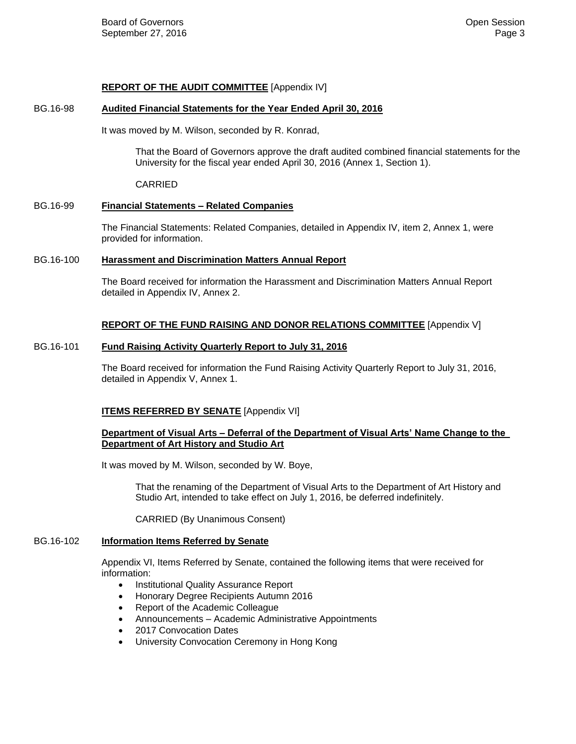## REPORT OF THE AUDIT COMMITTEE [Appendix IV]

BG.16-98 **Audited Financial Statements for the Year Ended April 30, 2016**

It was moved by M. Wilson, seconded by R. Konrad,

> That the Board of Governors approve the draft audited combined financial statements for the University for the fiscal year ended April 30, 2016 (Annex 1, Section 1).
>
> CARRIED

BG.16-99 **Financial Statements – Related Companies**

The Financial Statements: Related Companies, detailed in Appendix IV, item 2, Annex 1, were provided for information.

BG.16-100 **Harassment and Discrimination Matters Annual Report**

The Board received for information the Harassment and Discrimination Matters Annual Report detailed in Appendix IV, Annex 2.

## REPORT OF THE FUND RAISING AND DONOR RELATIONS COMMITTEE [Appendix V]

BG.16-101 **Fund Raising Activity Quarterly Report to July 31, 2016**

The Board received for information the Fund Raising Activity Quarterly Report to July 31, 2016, detailed in Appendix V, Annex 1.

## ITEMS REFERRED BY SENATE [Appendix VI]

**Department of Visual Arts – Deferral of the Department of Visual Arts' Name Change to the Department of Art History and Studio Art**

It was moved by M. Wilson, seconded by W. Boye,

> That the renaming of the Department of Visual Arts to the Department of Art History and Studio Art, intended to take effect on July 1, 2016, be deferred indefinitely.
>
> CARRIED (By Unanimous Consent)

BG.16-102 **Information Items Referred by Senate**

Appendix VI, Items Referred by Senate, contained the following items that were received for information:

- Institutional Quality Assurance Report
- Honorary Degree Recipients Autumn 2016
- Report of the Academic Colleague
- Announcements – Academic Administrative Appointments
- 2017 Convocation Dates
- University Convocation Ceremony in Hong Kong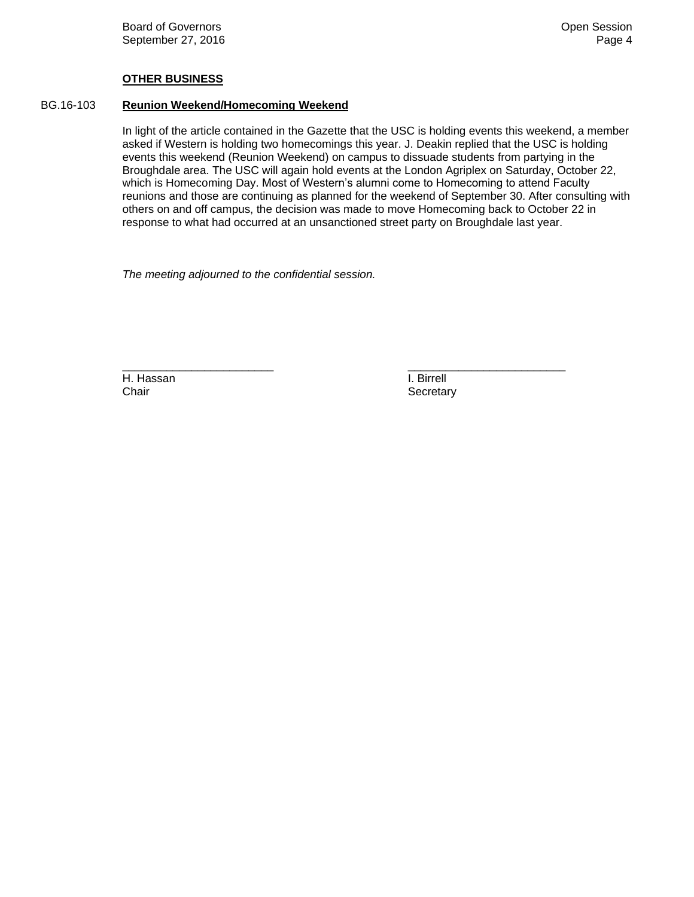**OTHER BUSINESS**

BG.16-103 **Reunion Weekend/Homecoming Weekend**

In light of the article contained in the Gazette that the USC is holding events this weekend, a member asked if Western is holding two homecomings this year. J. Deakin replied that the USC is holding events this weekend (Reunion Weekend) on campus to dissuade students from partying in the Broughdale area. The USC will again hold events at the London Agriplex on Saturday, October 22, which is Homecoming Day. Most of Western's alumni come to Homecoming to attend Faculty reunions and those are continuing as planned for the weekend of September 30. After consulting with others on and off campus, the decision was made to move Homecoming back to October 22 in response to what had occurred at an unsanctioned street party on Broughdale last year.

*The meeting adjourned to the confidential session.*

________________________
H. Hassan
Chair

________________________
I. Birrell
Secretary